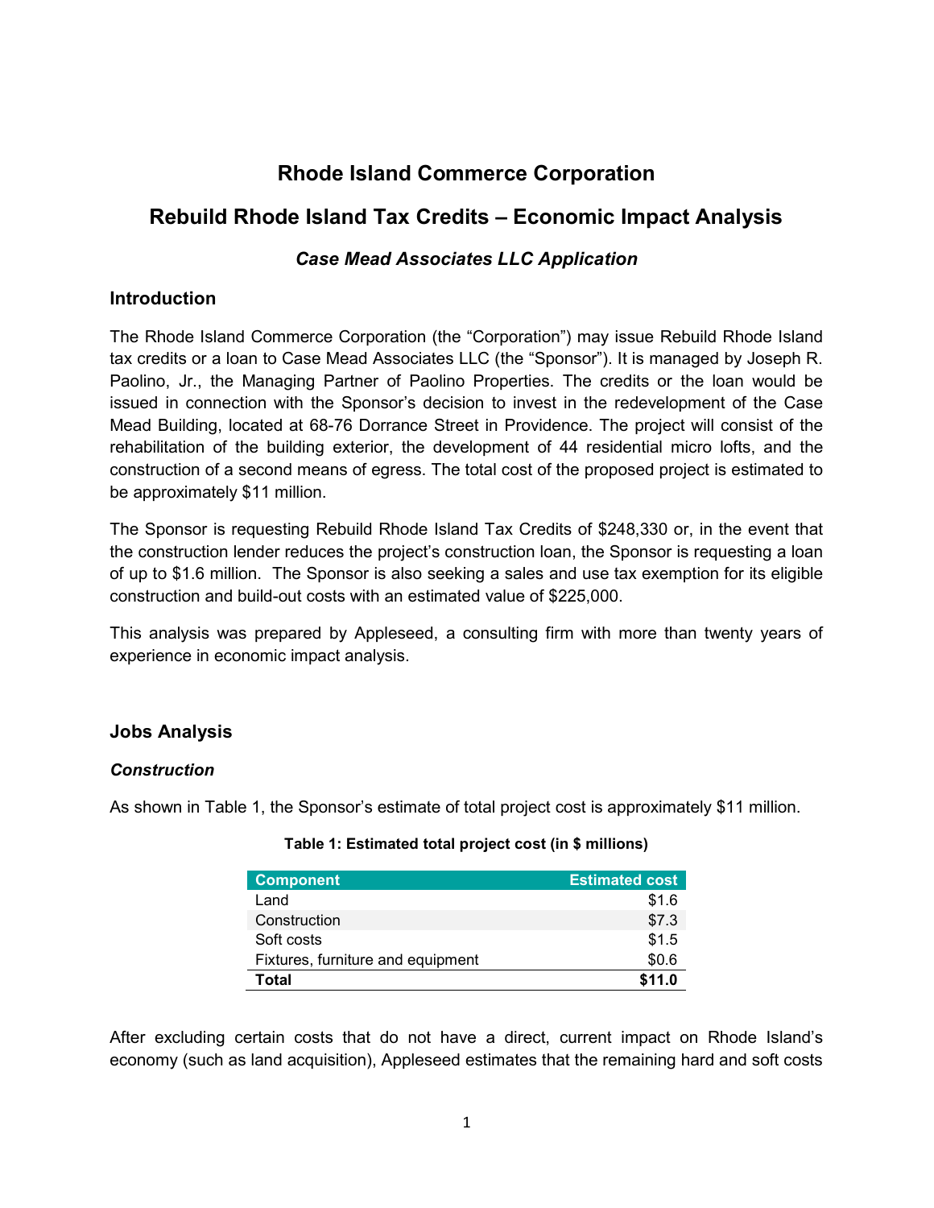# Rhode Island Commerce Corporation

## Rebuild Rhode Island Tax Credits – Economic Impact Analysis

### *Case Mead Associates LLC Application*

### Introduction

The Rhode Island Commerce Corporation (the "Corporation") may issue Rebuild Rhode Island tax credits or a loan to Case Mead Associates LLC (the "Sponsor"). It is managed by Joseph R. Paolino, Jr., the Managing Partner of Paolino Properties. The credits or the loan would be issued in connection with the Sponsor's decision to invest in the redevelopment of the Case Mead Building, located at 68-76 Dorrance Street in Providence. The project will consist of the rehabilitation of the building exterior, the development of 44 residential micro lofts, and the construction of a second means of egress. The total cost of the proposed project is estimated to be approximately $11 million.

The Sponsor is requesting Rebuild Rhode Island Tax Credits of $248,330 or, in the event that the construction lender reduces the project's construction loan, the Sponsor is requesting a loan of up to $1.6 million. The Sponsor is also seeking a sales and use tax exemption for its eligible construction and build-out costs with an estimated value of $225,000.

This analysis was prepared by Appleseed, a consulting firm with more than twenty years of experience in economic impact analysis.

### Jobs Analysis

#### *Construction*

As shown in Table 1, the Sponsor's estimate of total project cost is approximately $11 million.

**Table 1: Estimated total project cost (in $ millions)**

| Component | Estimated cost |
|---|---:|
| Land | $1.6 |
| Construction | $7.3 |
| Soft costs | $1.5 |
| Fixtures, furniture and equipment | $0.6 |
| **Total** | **$11.0** |

After excluding certain costs that do not have a direct, current impact on Rhode Island's economy (such as land acquisition), Appleseed estimates that the remaining hard and soft costs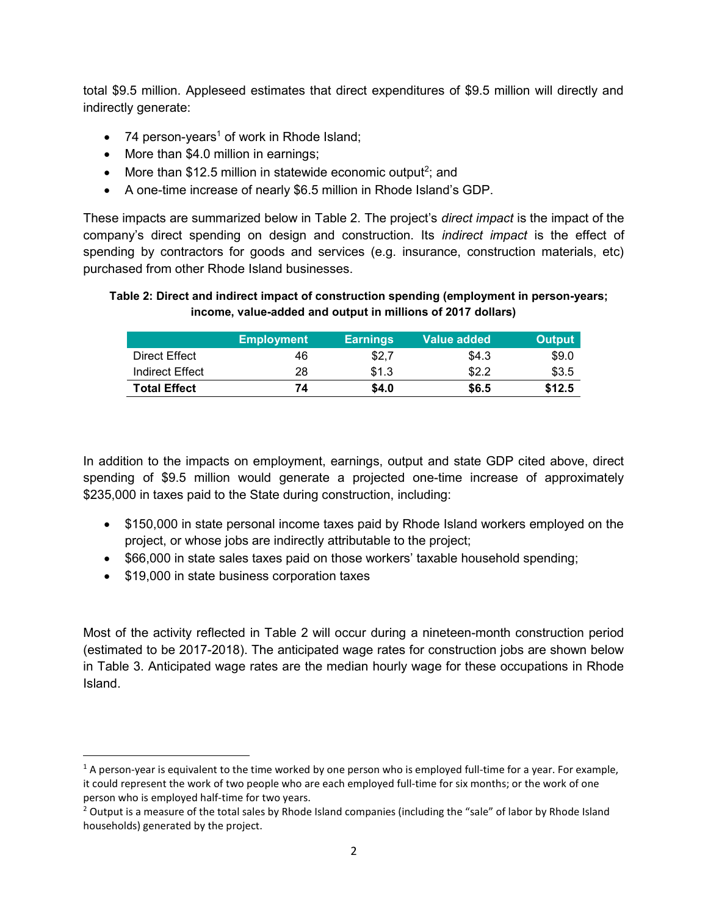total $9.5 million. Appleseed estimates that direct expenditures of $9.5 million will directly and indirectly generate:

- 74 person-years[1] of work in Rhode Island;
- More than $4.0 million in earnings;
- More than $12.5 million in statewide economic output[2]; and
- A one-time increase of nearly $6.5 million in Rhode Island's GDP.

These impacts are summarized below in Table 2. The project's *direct impact* is the impact of the company's direct spending on design and construction. Its *indirect impact* is the effect of spending by contractors for goods and services (e.g. insurance, construction materials, etc) purchased from other Rhode Island businesses.

**Table 2: Direct and indirect impact of construction spending (employment in person-years; income, value-added and output in millions of 2017 dollars)**

| | Employment | Earnings | Value added | Output |
|---|---|---|---|---|
| Direct Effect | 46 | $2,7 | $4.3 | $9.0 |
| Indirect Effect | 28 | $1.3 | $2.2 | $3.5 |
| **Total Effect** | **74** | **$4.0** | **$6.5** | **$12.5** |

In addition to the impacts on employment, earnings, output and state GDP cited above, direct spending of $9.5 million would generate a projected one-time increase of approximately $235,000 in taxes paid to the State during construction, including:

- $150,000 in state personal income taxes paid by Rhode Island workers employed on the project, or whose jobs are indirectly attributable to the project;
- $66,000 in state sales taxes paid on those workers' taxable household spending;
- $19,000 in state business corporation taxes

Most of the activity reflected in Table 2 will occur during a nineteen-month construction period (estimated to be 2017-2018). The anticipated wage rates for construction jobs are shown below in Table 3. Anticipated wage rates are the median hourly wage for these occupations in Rhode Island.

---

[1] A person-year is equivalent to the time worked by one person who is employed full-time for a year. For example, it could represent the work of two people who are each employed full-time for six months; or the work of one person who is employed half-time for two years.

[2] Output is a measure of the total sales by Rhode Island companies (including the "sale" of labor by Rhode Island households) generated by the project.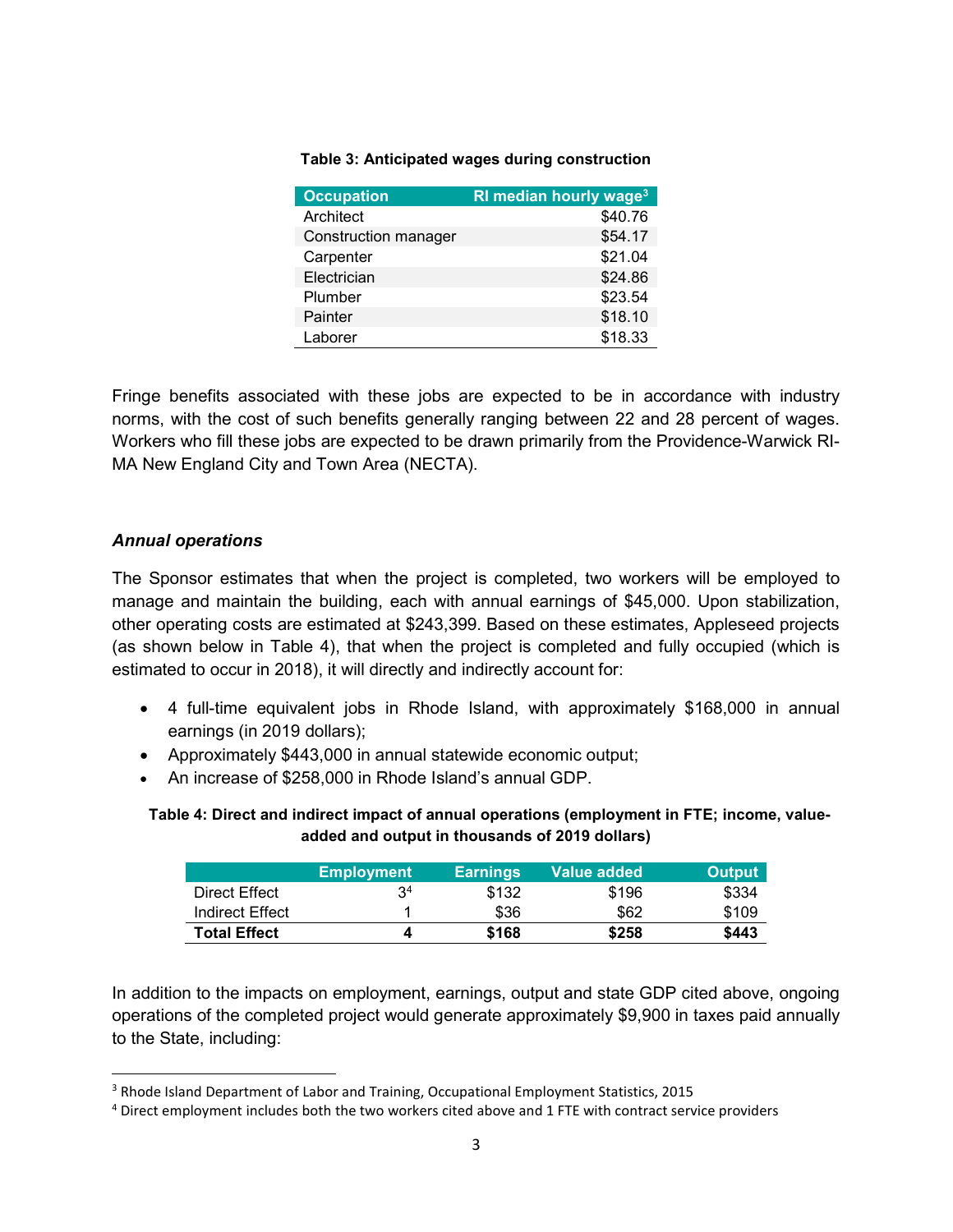**Table 3: Anticipated wages during construction**

| Occupation | RI median hourly wage[3] |
|---|---:|
| Architect | $40.76 |
| Construction manager | $54.17 |
| Carpenter | $21.04 |
| Electrician | $24.86 |
| Plumber | $23.54 |
| Painter | $18.10 |
| Laborer | $18.33 |

Fringe benefits associated with these jobs are expected to be in accordance with industry norms, with the cost of such benefits generally ranging between 22 and 28 percent of wages. Workers who fill these jobs are expected to be drawn primarily from the Providence-Warwick RI-MA New England City and Town Area (NECTA).

### *Annual operations*

The Sponsor estimates that when the project is completed, two workers will be employed to manage and maintain the building, each with annual earnings of $45,000. Upon stabilization, other operating costs are estimated at $243,399. Based on these estimates, Appleseed projects (as shown below in Table 4), that when the project is completed and fully occupied (which is estimated to occur in 2018), it will directly and indirectly account for:

- 4 full-time equivalent jobs in Rhode Island, with approximately $168,000 in annual earnings (in 2019 dollars);
- Approximately $443,000 in annual statewide economic output;
- An increase of $258,000 in Rhode Island's annual GDP.

**Table 4: Direct and indirect impact of annual operations (employment in FTE; income, value-added and output in thousands of 2019 dollars)**

| | Employment | Earnings | Value added | Output |
|---|---:|---:|---:|---:|
| Direct Effect | 3[4] | $132 | $196 | $334 |
| Indirect Effect | 1 | $36 | $62 | $109 |
| **Total Effect** | **4** | **$168** | **$258** | **$443** |

In addition to the impacts on employment, earnings, output and state GDP cited above, ongoing operations of the completed project would generate approximately $9,900 in taxes paid annually to the State, including:

[3] Rhode Island Department of Labor and Training, Occupational Employment Statistics, 2015

[4] Direct employment includes both the two workers cited above and 1 FTE with contract service providers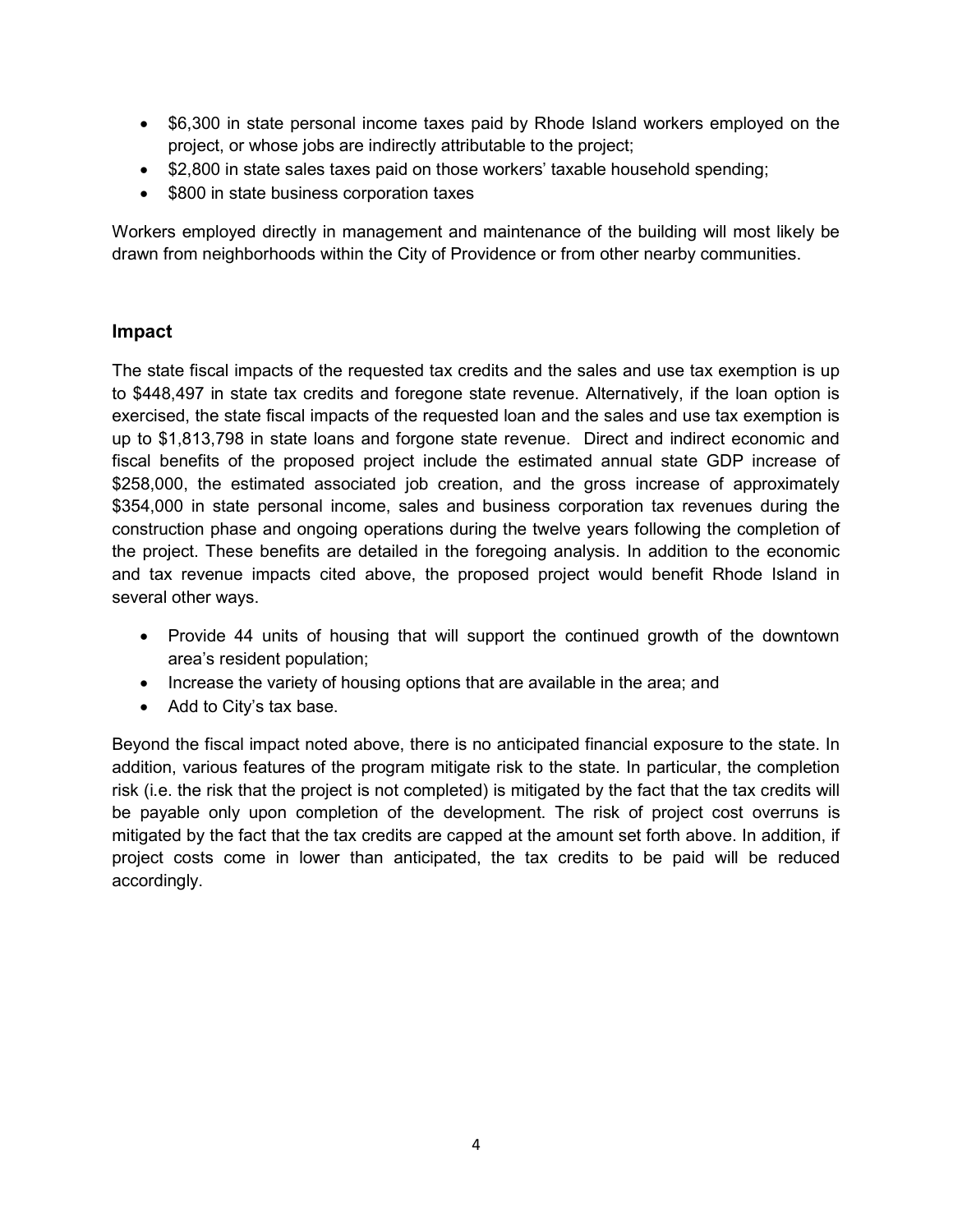- $6,300 in state personal income taxes paid by Rhode Island workers employed on the project, or whose jobs are indirectly attributable to the project;
- $2,800 in state sales taxes paid on those workers' taxable household spending;
- $800 in state business corporation taxes

Workers employed directly in management and maintenance of the building will most likely be drawn from neighborhoods within the City of Providence or from other nearby communities.

## Impact

The state fiscal impacts of the requested tax credits and the sales and use tax exemption is up to $448,497 in state tax credits and foregone state revenue. Alternatively, if the loan option is exercised, the state fiscal impacts of the requested loan and the sales and use tax exemption is up to $1,813,798 in state loans and forgone state revenue. Direct and indirect economic and fiscal benefits of the proposed project include the estimated annual state GDP increase of $258,000, the estimated associated job creation, and the gross increase of approximately $354,000 in state personal income, sales and business corporation tax revenues during the construction phase and ongoing operations during the twelve years following the completion of the project. These benefits are detailed in the foregoing analysis. In addition to the economic and tax revenue impacts cited above, the proposed project would benefit Rhode Island in several other ways.

- Provide 44 units of housing that will support the continued growth of the downtown area's resident population;
- Increase the variety of housing options that are available in the area; and
- Add to City's tax base.

Beyond the fiscal impact noted above, there is no anticipated financial exposure to the state. In addition, various features of the program mitigate risk to the state. In particular, the completion risk (i.e. the risk that the project is not completed) is mitigated by the fact that the tax credits will be payable only upon completion of the development. The risk of project cost overruns is mitigated by the fact that the tax credits are capped at the amount set forth above. In addition, if project costs come in lower than anticipated, the tax credits to be paid will be reduced accordingly.